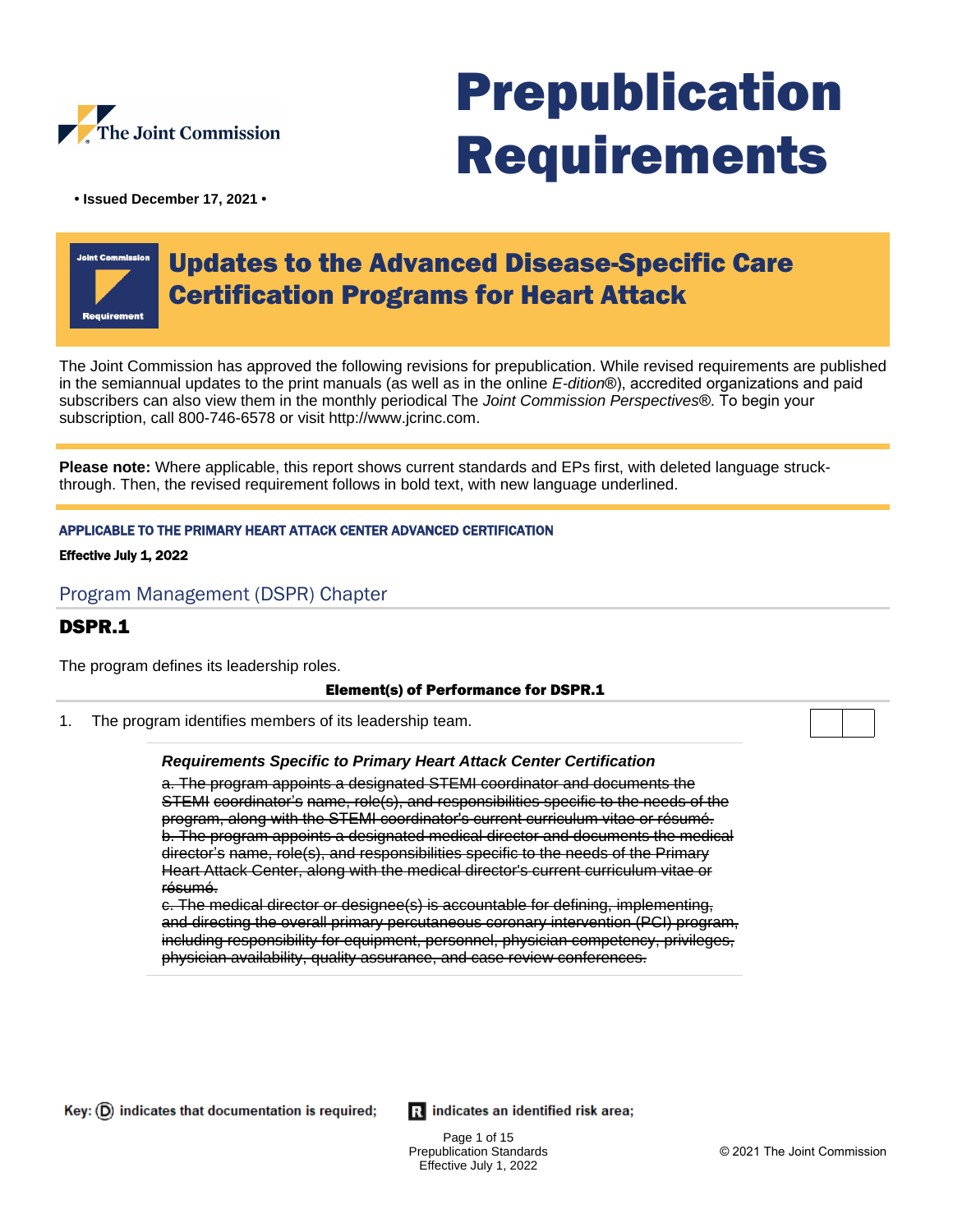The Joint Commission

# Prepublication Requirements

• Issued December 17, 2021 •

## Updates to the Advanced Disease-Specific Care Certification Programs for Heart Attack

The Joint Commission has approved the following revisions for prepublication. While revised requirements are published in the semiannual updates to the print manuals (as well as in the online *E-dition*®), accredited organizations and paid subscribers can also view them in the monthly periodical The *Joint Commission Perspectives*®. To begin your subscription, call 800-746-6578 or visit http://www.jcrinc.com.

**Please note:** Where applicable, this report shows current standards and EPs first, with deleted language struck-through. Then, the revised requirement follows in bold text, with new language underlined.

**APPLICABLE TO THE PRIMARY HEART ATTACK CENTER ADVANCED CERTIFICATION**

**Effective July 1, 2022**

## Program Management (DSPR) Chapter

### DSPR.1

The program defines its leadership roles.

**Element(s) of Performance for DSPR.1**

1. The program identifies members of its leadership team.

***Requirements Specific to Primary Heart Attack Center Certification***

~~a. The program appoints a designated STEMI coordinator and documents the STEMI coordinator's name, role(s), and responsibilities specific to the needs of the program, along with the STEMI coordinator's current curriculum vitae or résumé.~~
~~b. The program appoints a designated medical director and documents the medical director's name, role(s), and responsibilities specific to the needs of the Primary Heart Attack Center, along with the medical director's current curriculum vitae or résumé.~~
~~c. The medical director or designee(s) is accountable for defining, implementing, and directing the overall primary percutaneous coronary intervention (PCI) program, including responsibility for equipment, personnel, physician competency, privileges, physician availability, quality assurance, and case review conferences.~~

Key: (D) indicates that documentation is required; R indicates an identified risk area;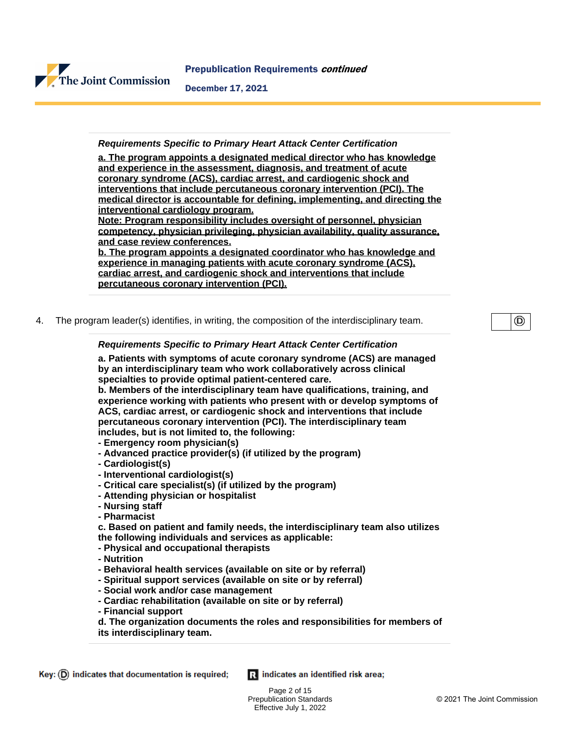***Requirements Specific to Primary Heart Attack Center Certification***

<u>a. The program appoints a designated medical director who has knowledge and experience in the assessment, diagnosis, and treatment of acute coronary syndrome (ACS), cardiac arrest, and cardiogenic shock and interventions that include percutaneous coronary intervention (PCI). The medical director is accountable for defining, implementing, and directing the interventional cardiology program.</u>
<u>Note: Program responsibility includes oversight of personnel, physician competency, physician privileging, physician availability, quality assurance, and case review conferences.</u>
<u>b. The program appoints a designated coordinator who has knowledge and experience in managing patients with acute coronary syndrome (ACS), cardiac arrest, and cardiogenic shock and interventions that include percutaneous coronary intervention (PCI).</u>

4. The program leader(s) identifies, in writing, the composition of the interdisciplinary team. (D)

***Requirements Specific to Primary Heart Attack Center Certification***

**a. Patients with symptoms of acute coronary syndrome (ACS) are managed by an interdisciplinary team who work collaboratively across clinical specialties to provide optimal patient-centered care.**
**b. Members of the interdisciplinary team have qualifications, training, and experience working with patients who present with or develop symptoms of ACS, cardiac arrest, or cardiogenic shock and interventions that include percutaneous coronary intervention (PCI). The interdisciplinary team includes, but is not limited to, the following:**
**- Emergency room physician(s)**
**- Advanced practice provider(s) (if utilized by the program)**
**- Cardiologist(s)**
**- Interventional cardiologist(s)**
**- Critical care specialist(s) (if utilized by the program)**
**- Attending physician or hospitalist**
**- Nursing staff**
**- Pharmacist**
**c. Based on patient and family needs, the interdisciplinary team also utilizes the following individuals and services as applicable:**
**- Physical and occupational therapists**
**- Nutrition**
**- Behavioral health services (available on site or by referral)**
**- Spiritual support services (available on site or by referral)**
**- Social work and/or case management**
**- Cardiac rehabilitation (available on site or by referral)**
**- Financial support**
**d. The organization documents the roles and responsibilities for members of its interdisciplinary team.**

**Key:** (D) indicates that documentation is required; R indicates an identified risk area;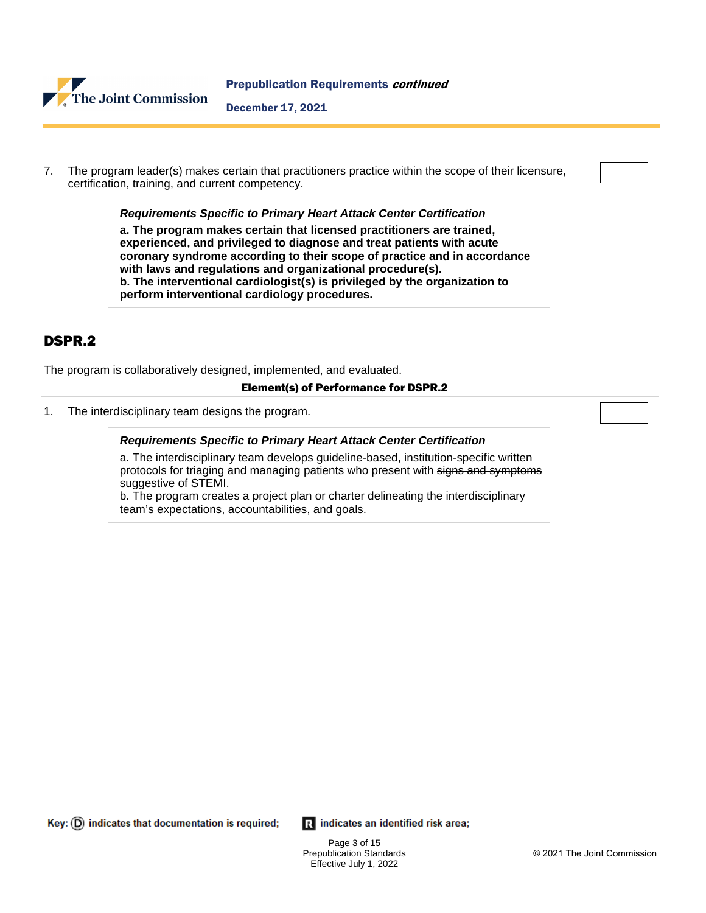7. The program leader(s) makes certain that practitioners practice within the scope of their licensure, certification, training, and current competency.

> ***Requirements Specific to Primary Heart Attack Center Certification***
>
> **a. The program makes certain that licensed practitioners are trained, experienced, and privileged to diagnose and treat patients with acute coronary syndrome according to their scope of practice and in accordance with laws and regulations and organizational procedure(s).**
> **b. The interventional cardiologist(s) is privileged by the organization to perform interventional cardiology procedures.**

## DSPR.2

The program is collaboratively designed, implemented, and evaluated.

**Element(s) of Performance for DSPR.2**

1. The interdisciplinary team designs the program.

> ***Requirements Specific to Primary Heart Attack Center Certification***
>
> a. The interdisciplinary team develops guideline-based, institution-specific written protocols for triaging and managing patients who present with ~~signs and symptoms suggestive of STEMI.~~
> b. The program creates a project plan or charter delineating the interdisciplinary team's expectations, accountabilities, and goals.

Key: (D) indicates that documentation is required; R indicates an identified risk area;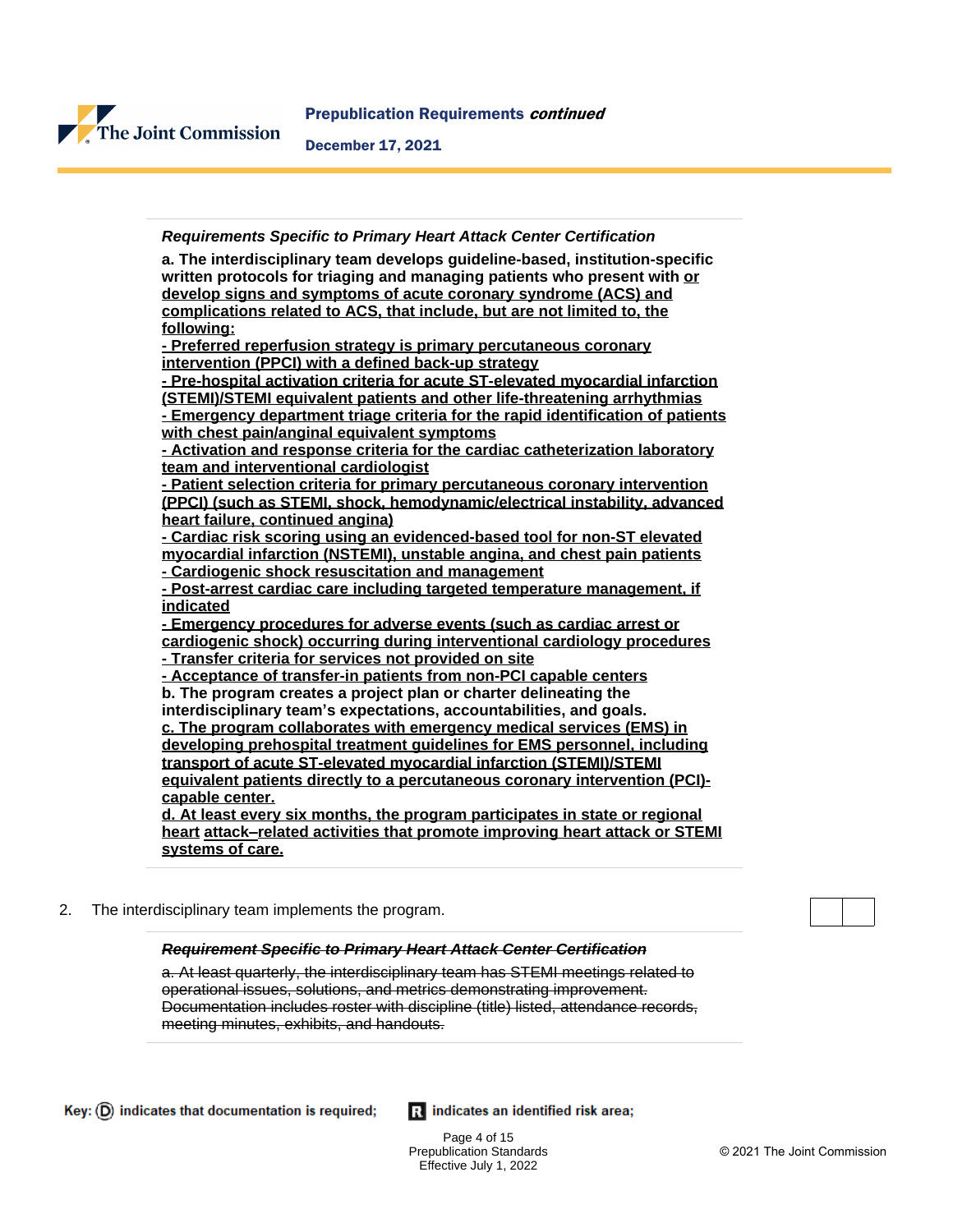*Requirements Specific to Primary Heart Attack Center Certification*

**a. The interdisciplinary team develops guideline-based, institution-specific written protocols for triaging and managing patients who present with <u>or develop signs and symptoms of acute coronary syndrome (ACS) and complications related to ACS, that include, but are not limited to, the following:</u>**

<u>**- Preferred reperfusion strategy is primary percutaneous coronary intervention (PPCI) with a defined back-up strategy**</u>

<u>**- Pre-hospital activation criteria for acute ST-elevated myocardial infarction (STEMI)/STEMI equivalent patients and other life-threatening arrhythmias**</u>

<u>**- Emergency department triage criteria for the rapid identification of patients with chest pain/anginal equivalent symptoms**</u>

<u>**- Activation and response criteria for the cardiac catheterization laboratory team and interventional cardiologist**</u>

<u>**- Patient selection criteria for primary percutaneous coronary intervention (PPCI) (such as STEMI, shock, hemodynamic/electrical instability, advanced heart failure, continued angina)**</u>

<u>**- Cardiac risk scoring using an evidenced-based tool for non-ST elevated myocardial infarction (NSTEMI), unstable angina, and chest pain patients**</u>

<u>**- Cardiogenic shock resuscitation and management**</u>

<u>**- Post-arrest cardiac care including targeted temperature management, if indicated**</u>

<u>**- Emergency procedures for adverse events (such as cardiac arrest or cardiogenic shock) occurring during interventional cardiology procedures**</u>

<u>**- Transfer criteria for services not provided on site**</u>

<u>**- Acceptance of transfer-in patients from non-PCI capable centers**</u>

**b. The program creates a project plan or charter delineating the interdisciplinary team's expectations, accountabilities, and goals.**

<u>**c. The program collaborates with emergency medical services (EMS) in developing prehospital treatment guidelines for EMS personnel, including transport of acute ST-elevated myocardial infarction (STEMI)/STEMI equivalent patients directly to a percutaneous coronary intervention (PCI)-capable center.**</u>

<u>**d. At least every six months, the program participates in state or regional heart attack–related activities that promote improving heart attack or STEMI systems of care.**</u>

2. The interdisciplinary team implements the program.

~~***Requirement Specific to Primary Heart Attack Center Certification***~~

~~a. At least quarterly, the interdisciplinary team has STEMI meetings related to operational issues, solutions, and metrics demonstrating improvement. Documentation includes roster with discipline (title) listed, attendance records, meeting minutes, exhibits, and handouts.~~

Key: (D) indicates that documentation is required; R indicates an identified risk area;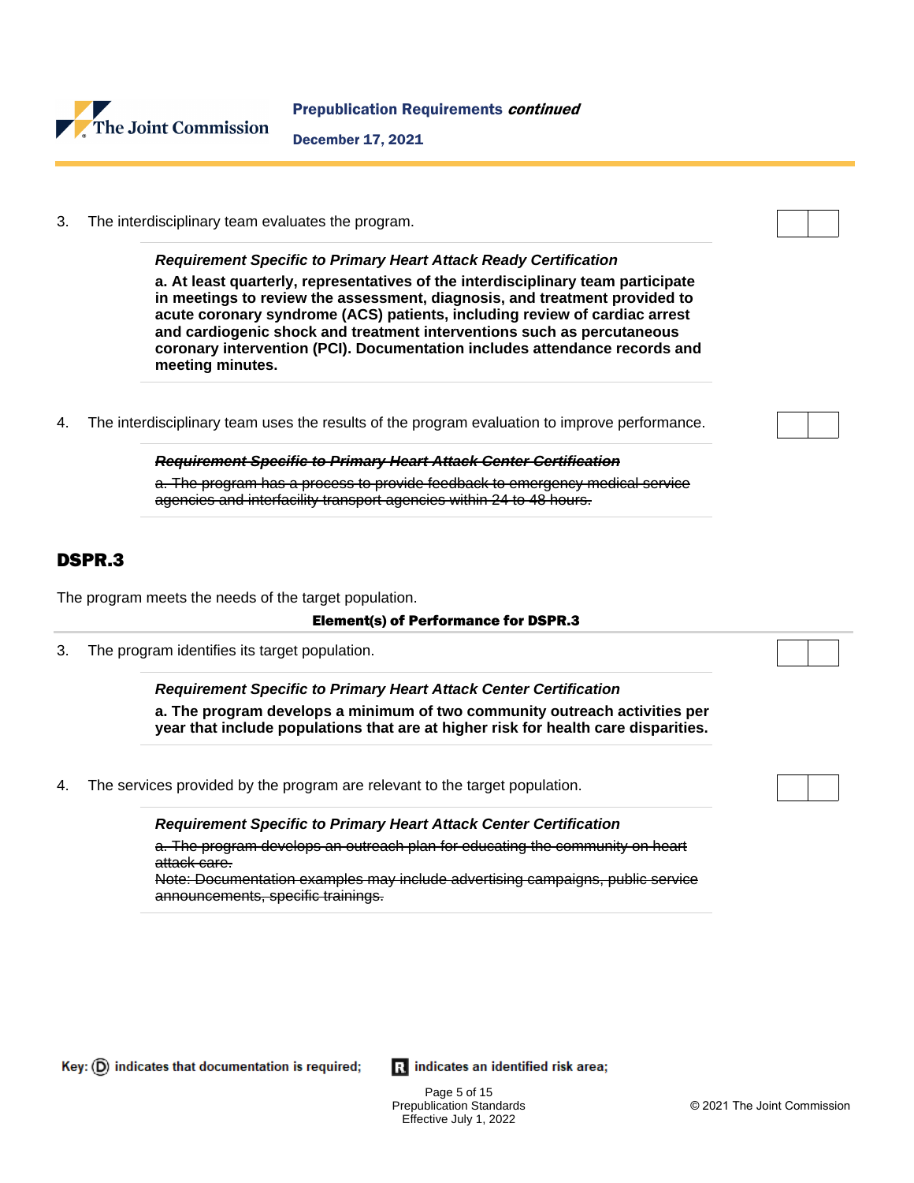3. The interdisciplinary team evaluates the program.

*Requirement Specific to Primary Heart Attack Ready Certification*

**a. At least quarterly, representatives of the interdisciplinary team participate in meetings to review the assessment, diagnosis, and treatment provided to acute coronary syndrome (ACS) patients, including review of cardiac arrest and cardiogenic shock and treatment interventions such as percutaneous coronary intervention (PCI). Documentation includes attendance records and meeting minutes.**

4. The interdisciplinary team uses the results of the program evaluation to improve performance.

~~*Requirement Specific to Primary Heart Attack Center Certification*~~

~~a. The program has a process to provide feedback to emergency medical service agencies and interfacility transport agencies within 24 to 48 hours.~~

## DSPR.3

The program meets the needs of the target population.

**Element(s) of Performance for DSPR.3**

3. The program identifies its target population.

*Requirement Specific to Primary Heart Attack Center Certification*

**a. The program develops a minimum of two community outreach activities per year that include populations that are at higher risk for health care disparities.**

4. The services provided by the program are relevant to the target population.

*Requirement Specific to Primary Heart Attack Center Certification*

~~a. The program develops an outreach plan for educating the community on heart attack care.~~
~~Note: Documentation examples may include advertising campaigns, public service announcements, specific trainings.~~

Key: (D) indicates that documentation is required; R indicates an identified risk area;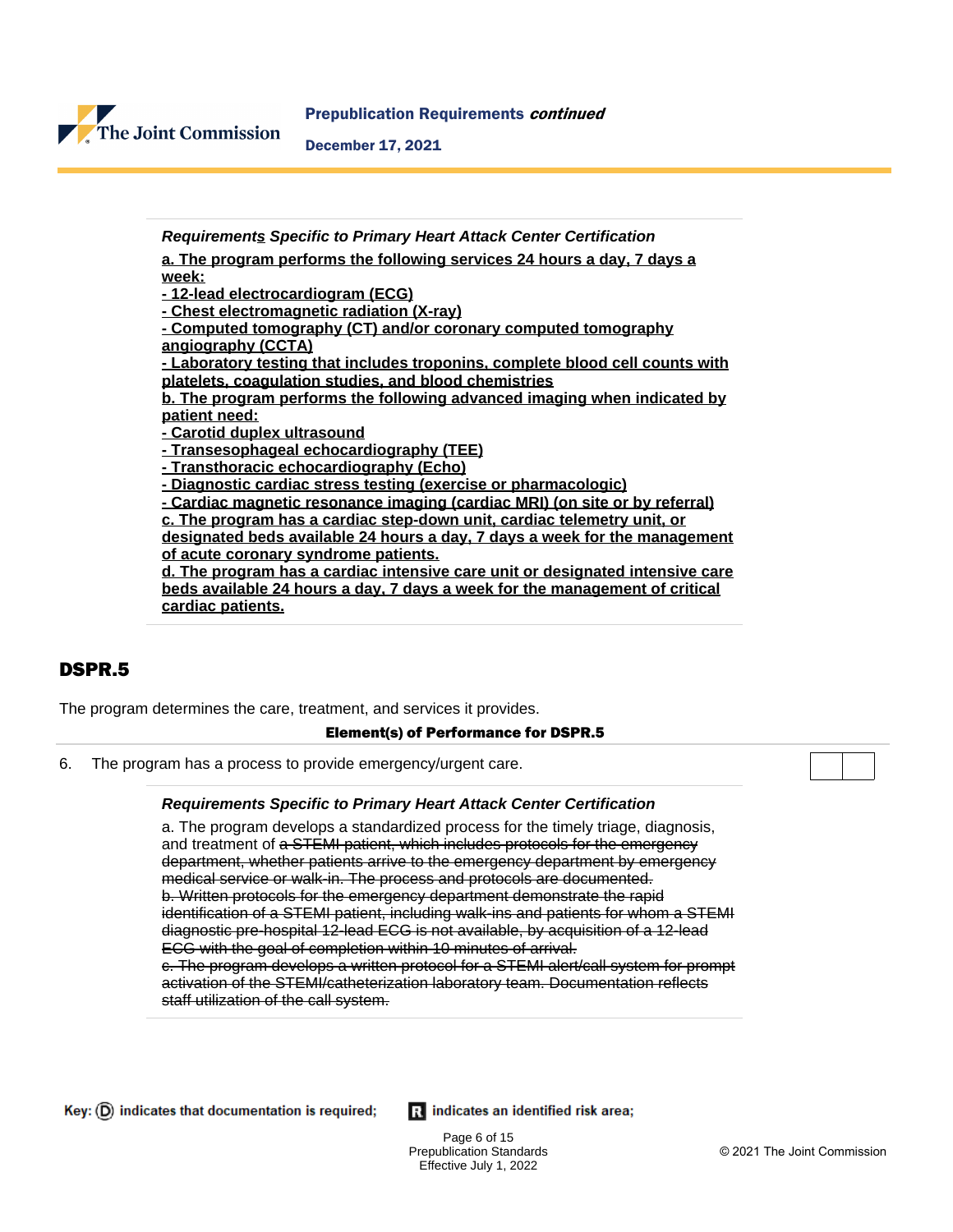***Requirement<u>s</u> Specific to Primary Heart Attack Center Certification***

**<u>a. The program performs the following services 24 hours a day, 7 days a week:</u>**
**<u>- 12-lead electrocardiogram (ECG)</u>**
**<u>- Chest electromagnetic radiation (X-ray)</u>**
**<u>- Computed tomography (CT) and/or coronary computed tomography angiography (CCTA)</u>**
**<u>- Laboratory testing that includes troponins, complete blood cell counts with platelets, coagulation studies, and blood chemistries</u>**
**<u>b. The program performs the following advanced imaging when indicated by patient need:</u>**
**<u>- Carotid duplex ultrasound</u>**
**<u>- Transesophageal echocardiography (TEE)</u>**
**<u>- Transthoracic echocardiography (Echo)</u>**
**<u>- Diagnostic cardiac stress testing (exercise or pharmacologic)</u>**
**<u>- Cardiac magnetic resonance imaging (cardiac MRI) (on site or by referral)</u>**
**<u>c. The program has a cardiac step-down unit, cardiac telemetry unit, or designated beds available 24 hours a day, 7 days a week for the management of acute coronary syndrome patients.</u>**
**<u>d. The program has a cardiac intensive care unit or designated intensive care beds available 24 hours a day, 7 days a week for the management of critical cardiac patients.</u>**

## DSPR.5

The program determines the care, treatment, and services it provides.

**Element(s) of Performance for DSPR.5**

6. The program has a process to provide emergency/urgent care.

***Requirements Specific to Primary Heart Attack Center Certification***

a. The program develops a standardized process for the timely triage, diagnosis, and treatment of ~~a STEMI patient, which includes protocols for the emergency department, whether patients arrive to the emergency department by emergency medical service or walk-in. The process and protocols are documented.~~
~~b. Written protocols for the emergency department demonstrate the rapid identification of a STEMI patient, including walk-ins and patients for whom a STEMI diagnostic pre-hospital 12-lead ECG is not available, by acquisition of a 12-lead ECG with the goal of completion within 10 minutes of arrival.~~
~~c. The program develops a written protocol for a STEMI alert/call system for prompt activation of the STEMI/catheterization laboratory team. Documentation reflects staff utilization of the call system.~~

Key: (D) indicates that documentation is required; **R** indicates an identified risk area;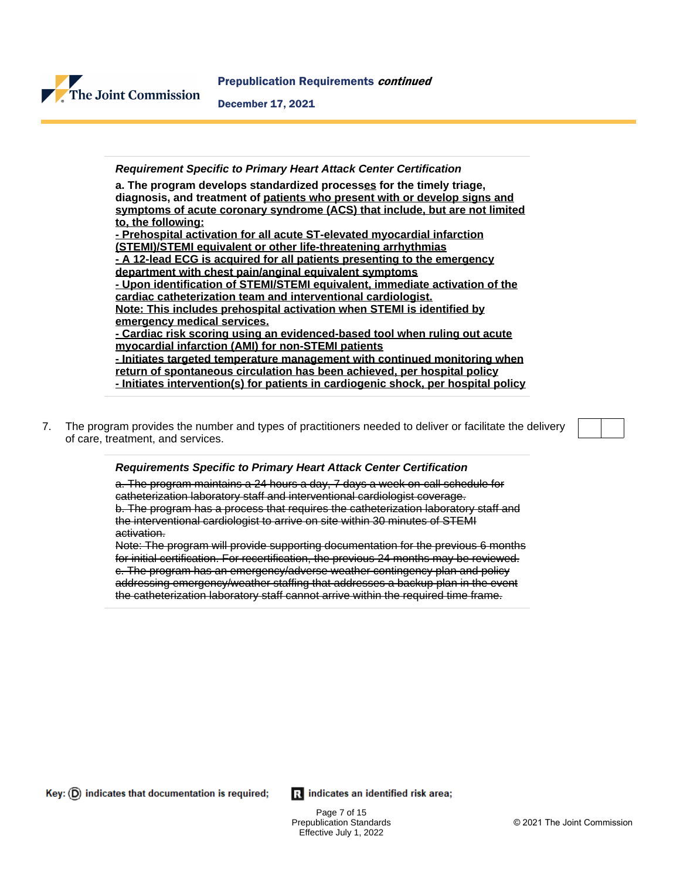*Requirement Specific to Primary Heart Attack Center Certification*

**a. The program develops standardized process<u>es</u> for the timely triage, diagnosis, and treatment of <u>patients who present with or develop signs and symptoms of acute coronary syndrome (ACS) that include, but are not limited to, the following:</u>**

**<u>- Prehospital activation for all acute ST-elevated myocardial infarction (STEMI)/STEMI equivalent or other life-threatening arrhythmias</u>**

**<u>- A 12-lead ECG is acquired for all patients presenting to the emergency department with chest pain/anginal equivalent symptoms</u>**

**<u>- Upon identification of STEMI/STEMI equivalent, immediate activation of the cardiac catheterization team and interventional cardiologist.</u>**

**<u>Note: This includes prehospital activation when STEMI is identified by emergency medical services.</u>**

**<u>- Cardiac risk scoring using an evidenced-based tool when ruling out acute myocardial infarction (AMI) for non-STEMI patients</u>**

**<u>- Initiates targeted temperature management with continued monitoring when return of spontaneous circulation has been achieved, per hospital policy</u>**

**<u>- Initiates intervention(s) for patients in cardiogenic shock, per hospital policy</u>**

7. The program provides the number and types of practitioners needed to deliver or facilitate the delivery of care, treatment, and services.

*Requirements Specific to Primary Heart Attack Center Certification*

~~a. The program maintains a 24 hours a day, 7 days a week on-call schedule for catheterization laboratory staff and interventional cardiologist coverage.~~

~~b. The program has a process that requires the catheterization laboratory staff and the interventional cardiologist to arrive on site within 30 minutes of STEMI activation.~~

~~Note: The program will provide supporting documentation for the previous 6 months for initial certification. For recertification, the previous 24 months may be reviewed.~~

~~c. The program has an emergency/adverse weather contingency plan and policy addressing emergency/weather staffing that addresses a backup plan in the event the catheterization laboratory staff cannot arrive within the required time frame.~~

Key: (D) indicates that documentation is required; R indicates an identified risk area;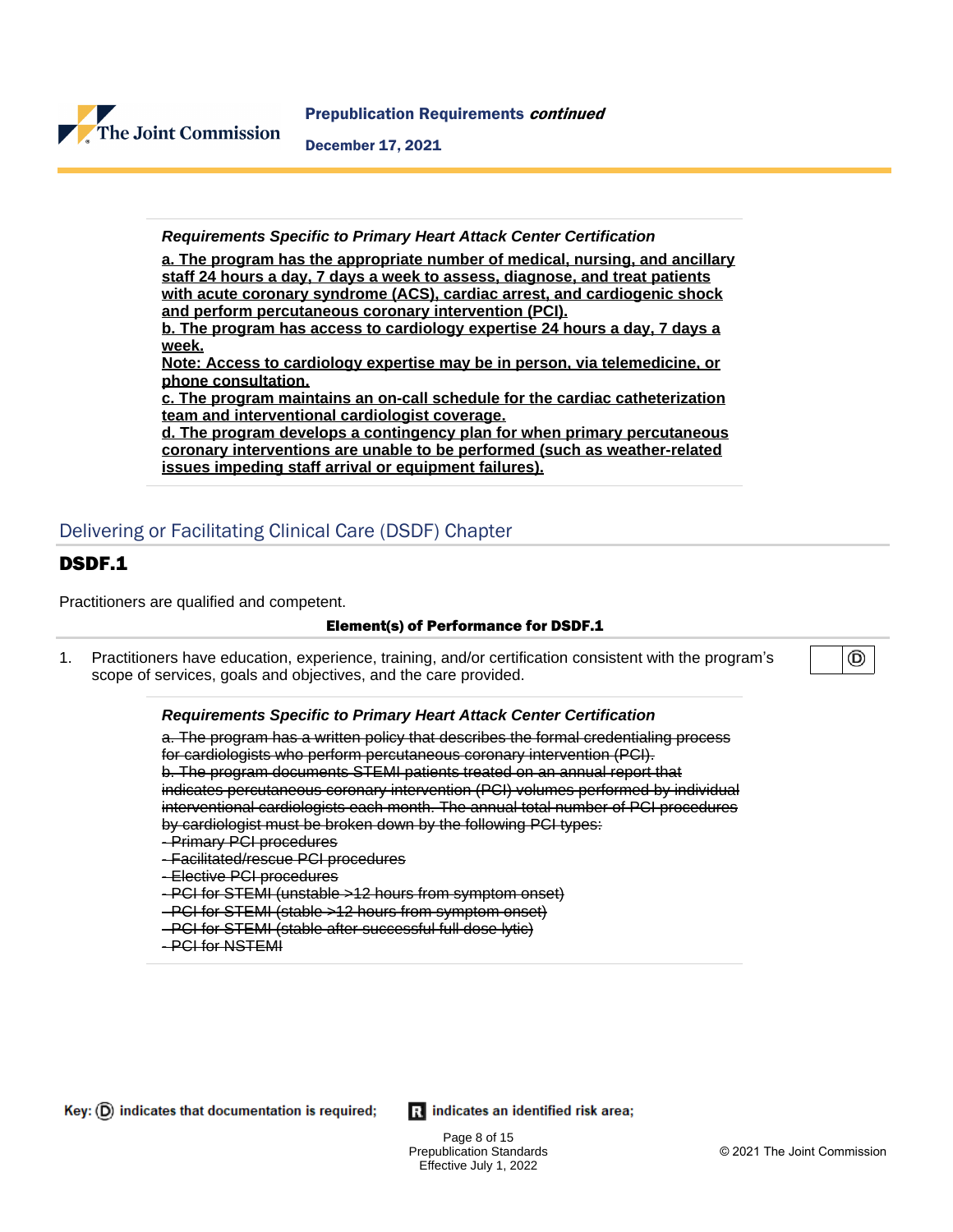***Requirements Specific to Primary Heart Attack Center Certification***

**<u>a. The program has the appropriate number of medical, nursing, and ancillary staff 24 hours a day, 7 days a week to assess, diagnose, and treat patients with acute coronary syndrome (ACS), cardiac arrest, and cardiogenic shock and perform percutaneous coronary intervention (PCI).</u>**
**<u>b. The program has access to cardiology expertise 24 hours a day, 7 days a week.</u>**
**<u>Note: Access to cardiology expertise may be in person, via telemedicine, or phone consultation.</u>**
**<u>c. The program maintains an on-call schedule for the cardiac catheterization team and interventional cardiologist coverage.</u>**
**<u>d. The program develops a contingency plan for when primary percutaneous coronary interventions are unable to be performed (such as weather-related issues impeding staff arrival or equipment failures).</u>**

## Delivering or Facilitating Clinical Care (DSDF) Chapter

### DSDF.1

Practitioners are qualified and competent.

**Element(s) of Performance for DSDF.1**

1. Practitioners have education, experience, training, and/or certification consistent with the program's scope of services, goals and objectives, and the care provided. (D)

***Requirements Specific to Primary Heart Attack Center Certification***

~~a. The program has a written policy that describes the formal credentialing process for cardiologists who perform percutaneous coronary intervention (PCI).~~
~~b. The program documents STEMI patients treated on an annual report that indicates percutaneous coronary intervention (PCI) volumes performed by individual interventional cardiologists each month. The annual total number of PCI procedures by cardiologist must be broken down by the following PCI types:~~
~~- Primary PCI procedures~~
~~- Facilitated/rescue PCI procedures~~
~~- Elective PCI procedures~~
~~- PCI for STEMI (unstable >12 hours from symptom onset)~~
~~- PCI for STEMI (stable >12 hours from symptom onset)~~
~~- PCI for STEMI (stable after successful full dose lytic)~~
~~- PCI for NSTEMI~~

Key: (D) indicates that documentation is required; R indicates an identified risk area;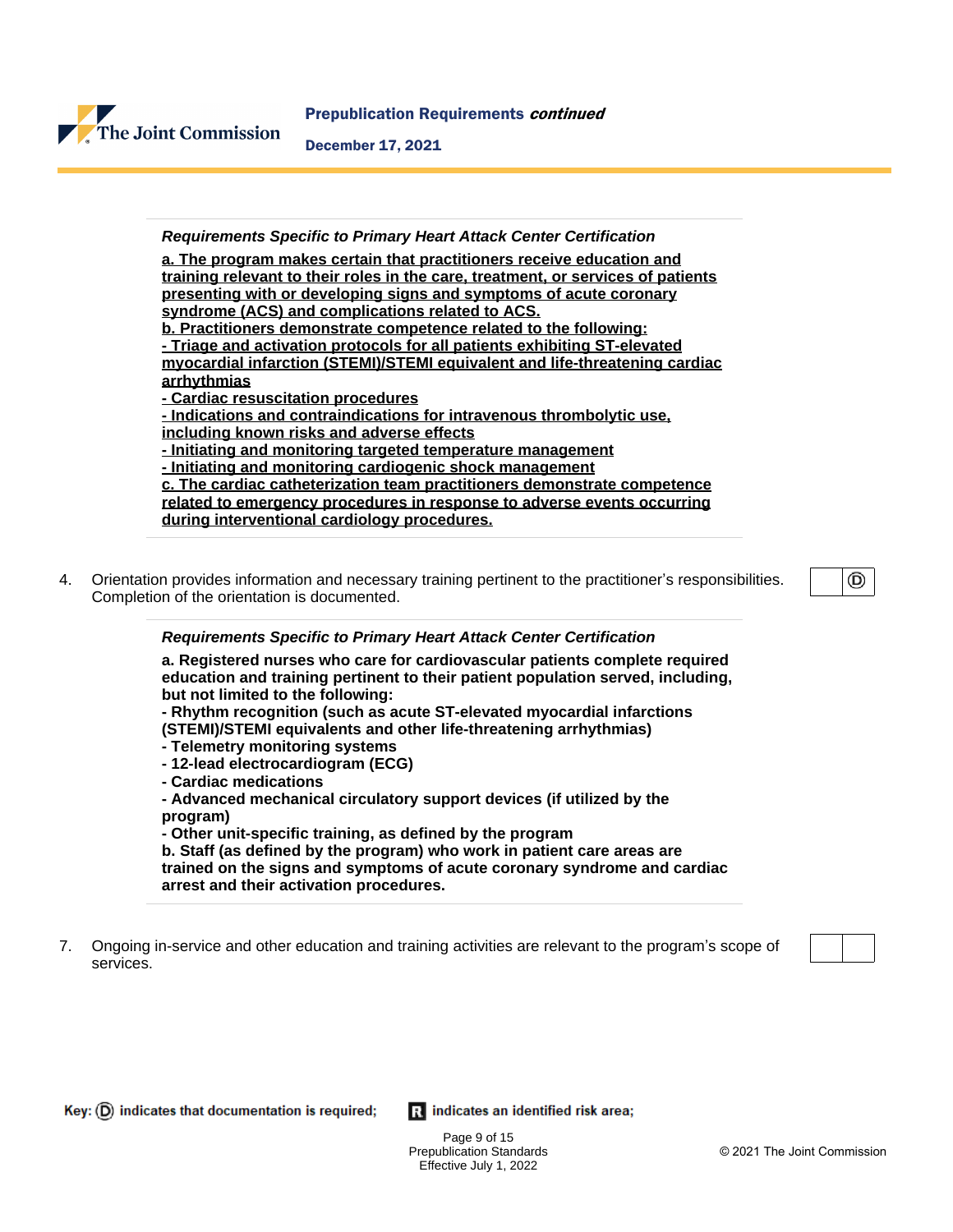***Requirements Specific to Primary Heart Attack Center Certification***

**<u>a. The program makes certain that practitioners receive education and training relevant to their roles in the care, treatment, or services of patients presenting with or developing signs and symptoms of acute coronary syndrome (ACS) and complications related to ACS.</u>**
**<u>b. Practitioners demonstrate competence related to the following:</u>**
**<u>- Triage and activation protocols for all patients exhibiting ST-elevated myocardial infarction (STEMI)/STEMI equivalent and life-threatening cardiac arrhythmias</u>**
**<u>- Cardiac resuscitation procedures</u>**
**<u>- Indications and contraindications for intravenous thrombolytic use, including known risks and adverse effects</u>**
**<u>- Initiating and monitoring targeted temperature management</u>**
**<u>- Initiating and monitoring cardiogenic shock management</u>**
**<u>c. The cardiac catheterization team practitioners demonstrate competence related to emergency procedures in response to adverse events occurring during interventional cardiology procedures.</u>**

4. Orientation provides information and necessary training pertinent to the practitioner's responsibilities. Completion of the orientation is documented. Ⓓ

***Requirements Specific to Primary Heart Attack Center Certification***

**a. Registered nurses who care for cardiovascular patients complete required education and training pertinent to their patient population served, including, but not limited to the following:**
**- Rhythm recognition (such as acute ST-elevated myocardial infarctions (STEMI)/STEMI equivalents and other life-threatening arrhythmias)**
**- Telemetry monitoring systems**
**- 12-lead electrocardiogram (ECG)**
**- Cardiac medications**
**- Advanced mechanical circulatory support devices (if utilized by the program)**
**- Other unit-specific training, as defined by the program**
**b. Staff (as defined by the program) who work in patient care areas are trained on the signs and symptoms of acute coronary syndrome and cardiac arrest and their activation procedures.**

7. Ongoing in-service and other education and training activities are relevant to the program's scope of services.

**Key:** Ⓓ **indicates that documentation is required;** **R** **indicates an identified risk area;**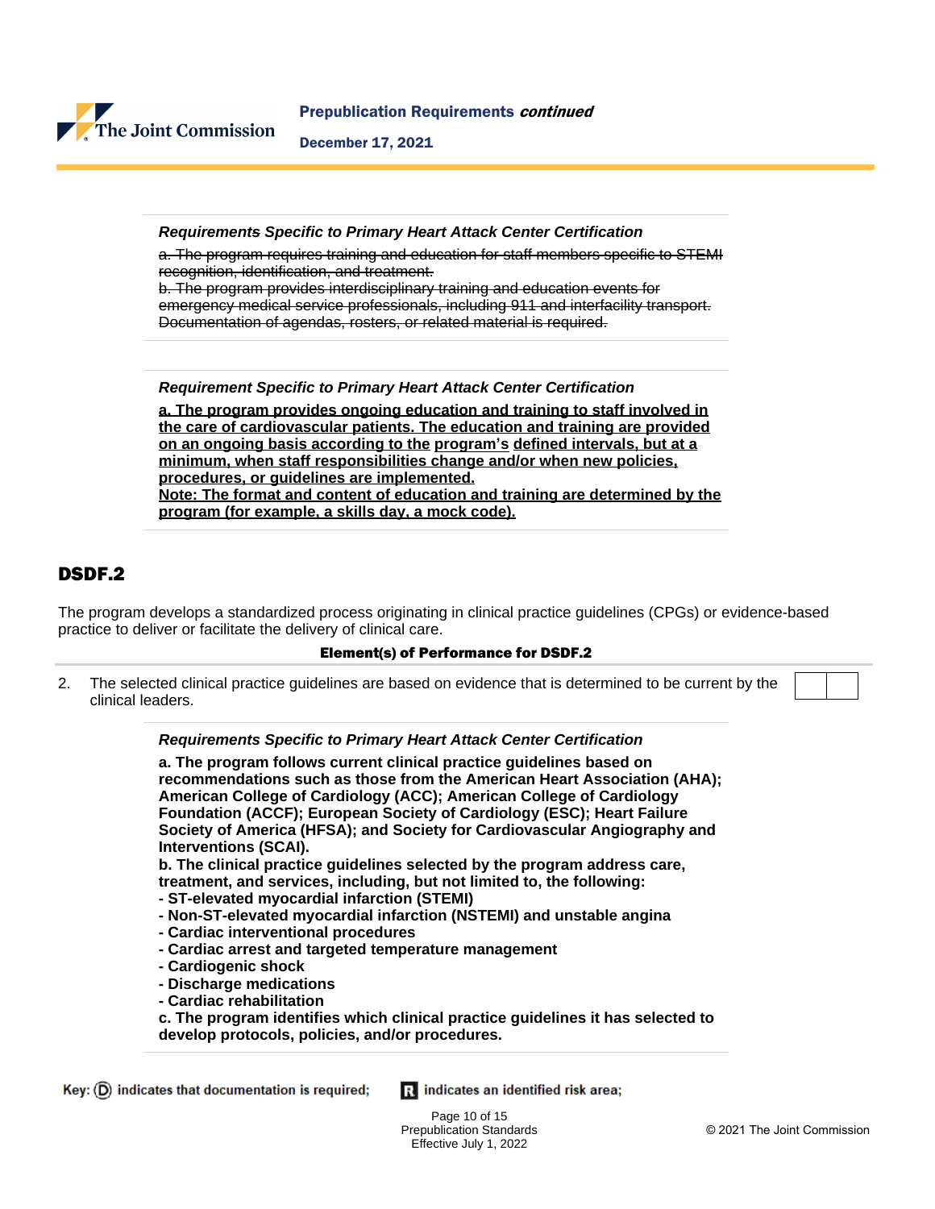***Requirements Specific to Primary Heart Attack Center Certification***

~~a. The program requires training and education for staff members specific to STEMI recognition, identification, and treatment.~~
~~b. The program provides interdisciplinary training and education events for emergency medical service professionals, including 911 and interfacility transport. Documentation of agendas, rosters, or related material is required.~~

***Requirement Specific to Primary Heart Attack Center Certification***

<u>**a. The program provides ongoing education and training to staff involved in the care of cardiovascular patients. The education and training are provided on an ongoing basis according to the program's defined intervals, but at a minimum, when staff responsibilities change and/or when new policies, procedures, or guidelines are implemented.**</u>
<u>**Note: The format and content of education and training are determined by the program (for example, a skills day, a mock code).**</u>

## DSDF.2

The program develops a standardized process originating in clinical practice guidelines (CPGs) or evidence-based practice to deliver or facilitate the delivery of clinical care.

**Element(s) of Performance for DSDF.2**

2. The selected clinical practice guidelines are based on evidence that is determined to be current by the clinical leaders.

***Requirements Specific to Primary Heart Attack Center Certification***

**a. The program follows current clinical practice guidelines based on recommendations such as those from the American Heart Association (AHA); American College of Cardiology (ACC); American College of Cardiology Foundation (ACCF); European Society of Cardiology (ESC); Heart Failure Society of America (HFSA); and Society for Cardiovascular Angiography and Interventions (SCAI).**
**b. The clinical practice guidelines selected by the program address care, treatment, and services, including, but not limited to, the following:**
**- ST-elevated myocardial infarction (STEMI)**
**- Non-ST-elevated myocardial infarction (NSTEMI) and unstable angina**
**- Cardiac interventional procedures**
**- Cardiac arrest and targeted temperature management**
**- Cardiogenic shock**
**- Discharge medications**
**- Cardiac rehabilitation**
**c. The program identifies which clinical practice guidelines it has selected to develop protocols, policies, and/or procedures.**

Key: (D) indicates that documentation is required; R indicates an identified risk area;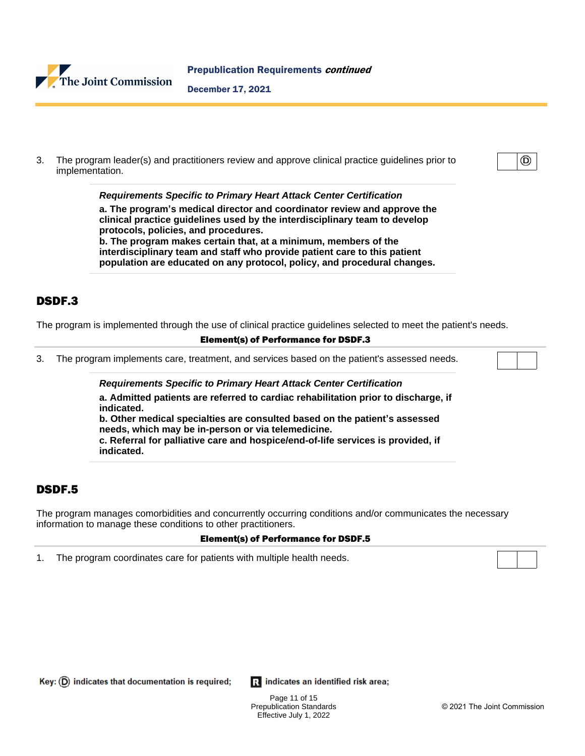3. The program leader(s) and practitioners review and approve clinical practice guidelines prior to implementation. Ⓓ

*Requirements Specific to Primary Heart Attack Center Certification*

**a. The program's medical director and coordinator review and approve the clinical practice guidelines used by the interdisciplinary team to develop protocols, policies, and procedures.**
**b. The program makes certain that, at a minimum, members of the interdisciplinary team and staff who provide patient care to this patient population are educated on any protocol, policy, and procedural changes.**

## DSDF.3

The program is implemented through the use of clinical practice guidelines selected to meet the patient's needs.

**Element(s) of Performance for DSDF.3**

3. The program implements care, treatment, and services based on the patient's assessed needs.

*Requirements Specific to Primary Heart Attack Center Certification*

**a. Admitted patients are referred to cardiac rehabilitation prior to discharge, if indicated.**
**b. Other medical specialties are consulted based on the patient's assessed needs, which may be in-person or via telemedicine.**
**c. Referral for palliative care and hospice/end-of-life services is provided, if indicated.**

## DSDF.5

The program manages comorbidities and concurrently occurring conditions and/or communicates the necessary information to manage these conditions to other practitioners.

**Element(s) of Performance for DSDF.5**

1. The program coordinates care for patients with multiple health needs.

Key: Ⓓ indicates that documentation is required; R indicates an identified risk area;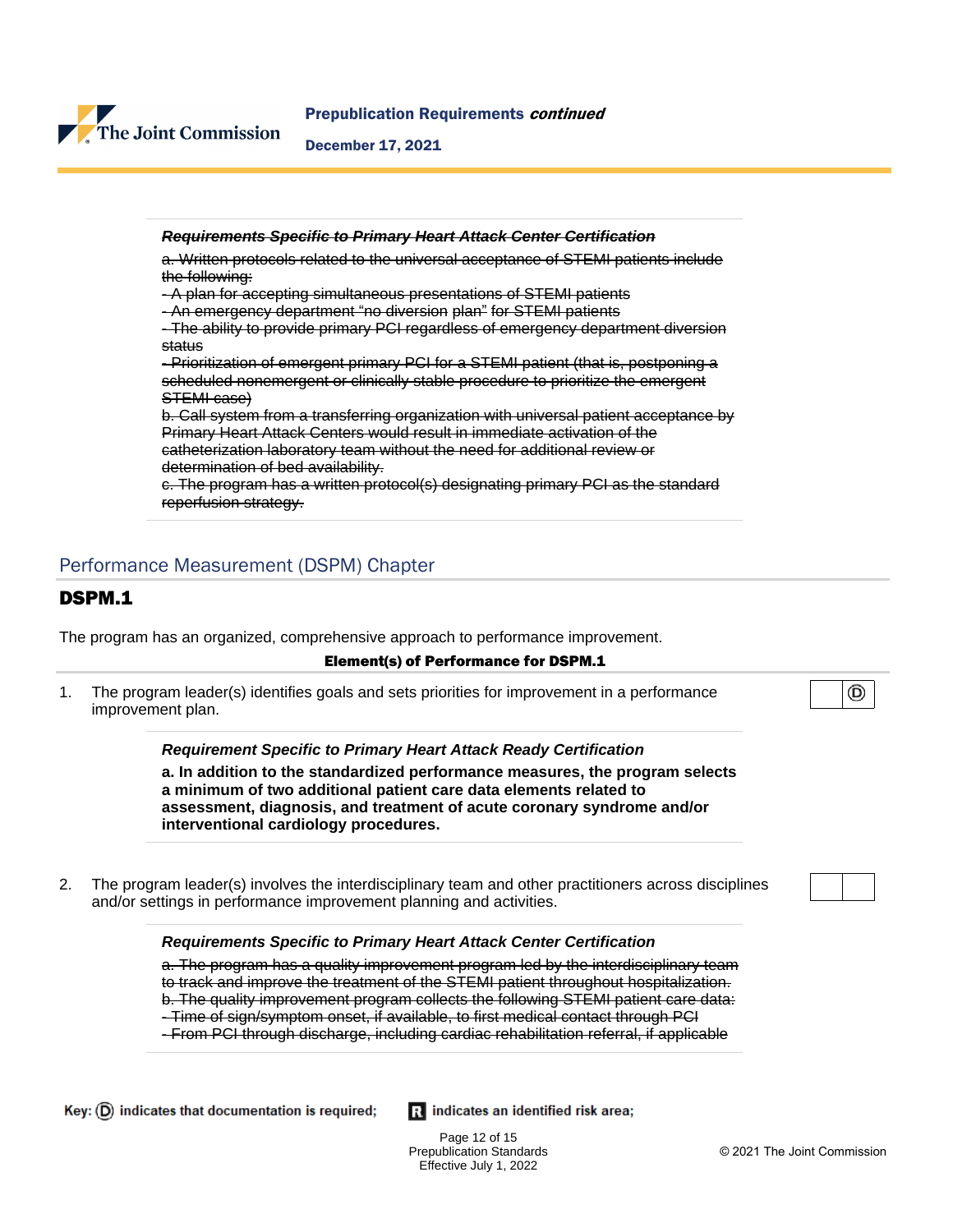***~~Requirements Specific to Primary Heart Attack Center Certification~~***

~~a. Written protocols related to the universal acceptance of STEMI patients include the following:~~
~~- A plan for accepting simultaneous presentations of STEMI patients~~
~~- An emergency department "no diversion plan" for STEMI patients~~
~~- The ability to provide primary PCI regardless of emergency department diversion status~~
~~- Prioritization of emergent primary PCI for a STEMI patient (that is, postponing a scheduled nonemergent or clinically stable procedure to prioritize the emergent STEMI case)~~
~~b. Call system from a transferring organization with universal patient acceptance by Primary Heart Attack Centers would result in immediate activation of the catheterization laboratory team without the need for additional review or determination of bed availability.~~
~~c. The program has a written protocol(s) designating primary PCI as the standard reperfusion strategy.~~

## Performance Measurement (DSPM) Chapter

### DSPM.1

The program has an organized, comprehensive approach to performance improvement.

**Element(s) of Performance for DSPM.1**

1. The program leader(s) identifies goals and sets priorities for improvement in a performance improvement plan. Ⓓ

> ***Requirement Specific to Primary Heart Attack Ready Certification***
>
> **a. In addition to the standardized performance measures, the program selects a minimum of two additional patient care data elements related to assessment, diagnosis, and treatment of acute coronary syndrome and/or interventional cardiology procedures.**

2. The program leader(s) involves the interdisciplinary team and other practitioners across disciplines and/or settings in performance improvement planning and activities.

> ***Requirements Specific to Primary Heart Attack Center Certification***
>
> ~~a. The program has a quality improvement program led by the interdisciplinary team to track and improve the treatment of the STEMI patient throughout hospitalization.~~
> ~~b. The quality improvement program collects the following STEMI patient care data:~~
> ~~- Time of sign/symptom onset, if available, to first medical contact through PCI~~
> ~~- From PCI through discharge, including cardiac rehabilitation referral, if applicable~~

**Key:** Ⓓ indicates that documentation is required; **R** indicates an identified risk area;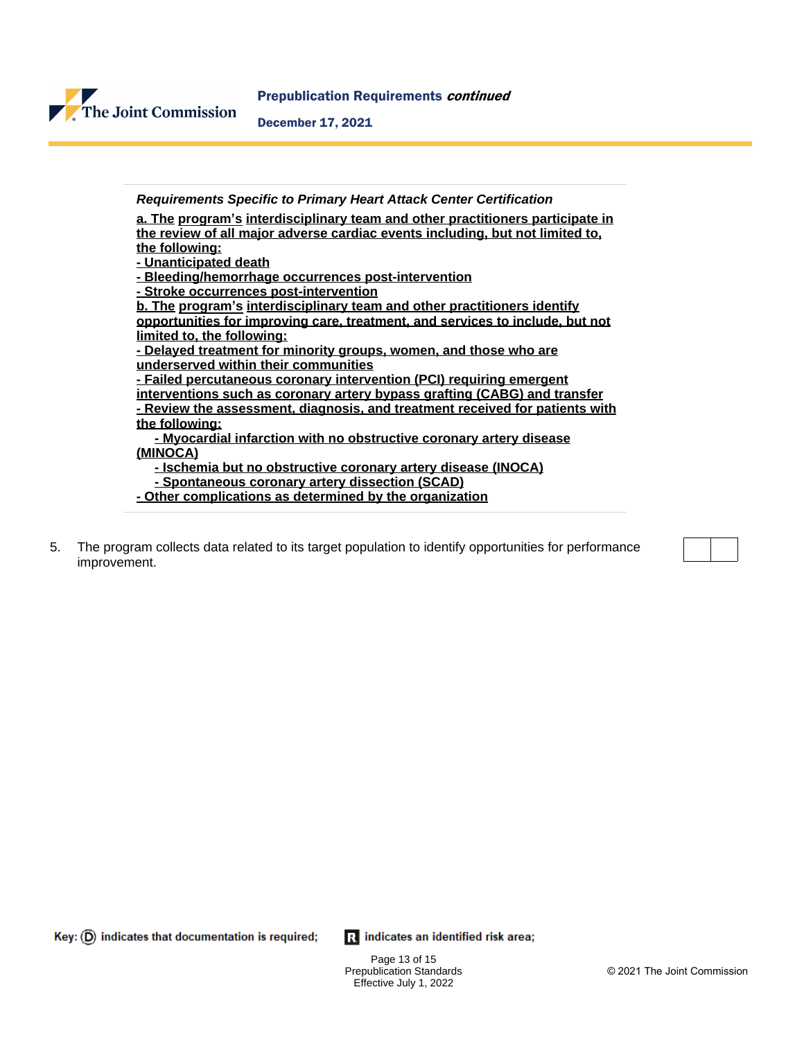*Requirements Specific to Primary Heart Attack Center Certification*

<u>**a. The program's interdisciplinary team and other practitioners participate in the review of all major adverse cardiac events including, but not limited to, the following:**</u>
<u>**- Unanticipated death**</u>
<u>**- Bleeding/hemorrhage occurrences post-intervention**</u>
<u>**- Stroke occurrences post-intervention**</u>
<u>**b. The program's interdisciplinary team and other practitioners identify opportunities for improving care, treatment, and services to include, but not limited to, the following:**</u>
<u>**- Delayed treatment for minority groups, women, and those who are underserved within their communities**</u>
<u>**- Failed percutaneous coronary intervention (PCI) requiring emergent interventions such as coronary artery bypass grafting (CABG) and transfer**</u>
<u>**- Review the assessment, diagnosis, and treatment received for patients with the following:**</u>
<u>**- Myocardial infarction with no obstructive coronary artery disease (MINOCA)**</u>
<u>**- Ischemia but no obstructive coronary artery disease (INOCA)**</u>
<u>**- Spontaneous coronary artery dissection (SCAD)**</u>
<u>**- Other complications as determined by the organization**</u>

5. The program collects data related to its target population to identify opportunities for performance improvement.

**Key:** (D) **indicates that documentation is required;** R **indicates an identified risk area;**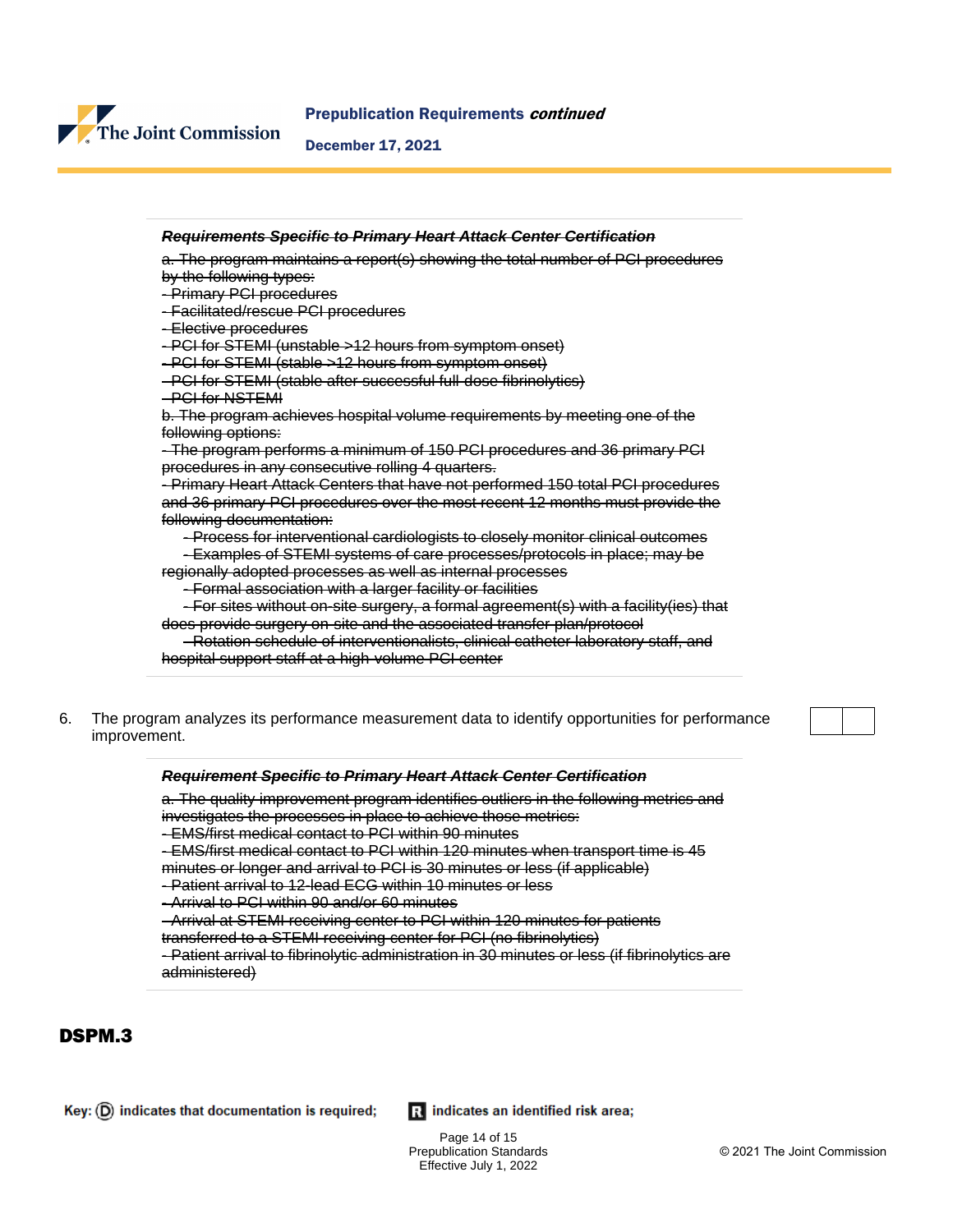~~***Requirements Specific to Primary Heart Attack Center Certification***~~

~~a. The program maintains a report(s) showing the total number of PCI procedures by the following types:~~
~~- Primary PCI procedures~~
~~- Facilitated/rescue PCI procedures~~
~~- Elective procedures~~
~~- PCI for STEMI (unstable >12 hours from symptom onset)~~
~~- PCI for STEMI (stable >12 hours from symptom onset)~~
~~- PCI for STEMI (stable after successful full-dose fibrinolytics)~~
~~- PCI for NSTEMI~~
~~b. The program achieves hospital volume requirements by meeting one of the following options:~~
~~- The program performs a minimum of 150 PCI procedures and 36 primary PCI procedures in any consecutive rolling 4 quarters.~~
~~- Primary Heart Attack Centers that have not performed 150 total PCI procedures and 36 primary PCI procedures over the most recent 12 months must provide the following documentation:~~
~~- Process for interventional cardiologists to closely monitor clinical outcomes~~
~~- Examples of STEMI systems of care processes/protocols in place; may be regionally adopted processes as well as internal processes~~
~~- Formal association with a larger facility or facilities~~
~~- For sites without on-site surgery, a formal agreement(s) with a facility(ies) that does provide surgery on-site and the associated transfer plan/protocol~~
~~- Rotation schedule of interventionalists, clinical catheter laboratory staff, and hospital support staff at a high-volume PCI center~~

6. The program analyzes its performance measurement data to identify opportunities for performance improvement.

~~***Requirement Specific to Primary Heart Attack Center Certification***~~

~~a. The quality improvement program identifies outliers in the following metrics and investigates the processes in place to achieve those metrics:~~
~~- EMS/first medical contact to PCI within 90 minutes~~
~~- EMS/first medical contact to PCI within 120 minutes when transport time is 45 minutes or longer and arrival to PCI is 30 minutes or less (if applicable)~~
~~- Patient arrival to 12-lead ECG within 10 minutes or less~~
~~- Arrival to PCI within 90 and/or 60 minutes~~
~~- Arrival at STEMI receiving center to PCI within 120 minutes for patients transferred to a STEMI receiving center for PCI (no fibrinolytics)~~
~~- Patient arrival to fibrinolytic administration in 30 minutes or less (if fibrinolytics are administered)~~

## DSPM.3

**Key:** (D) **indicates that documentation is required;** R **indicates an identified risk area;**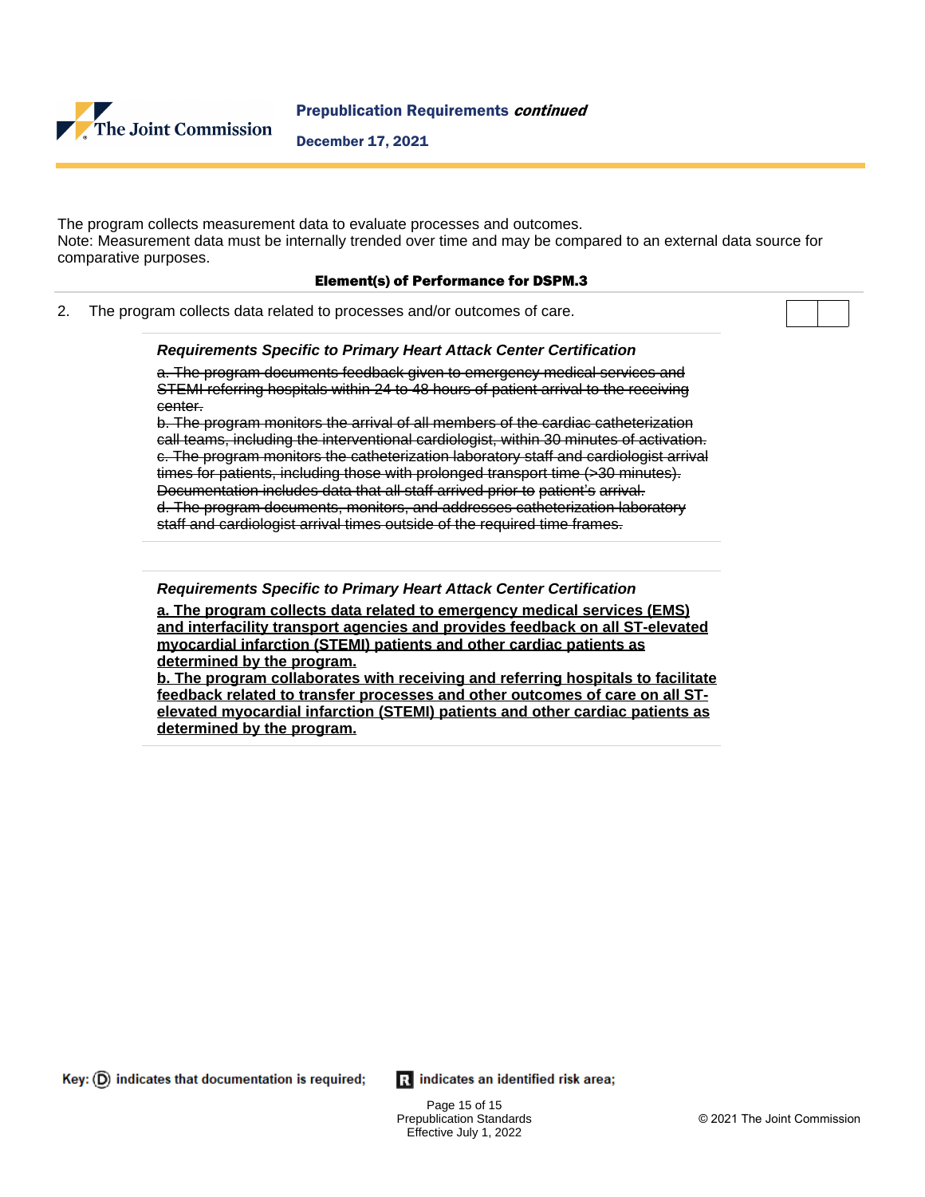The program collects measurement data to evaluate processes and outcomes.
Note: Measurement data must be internally trended over time and may be compared to an external data source for comparative purposes.

**Element(s) of Performance for DSPM.3**

2. The program collects data related to processes and/or outcomes of care.

***Requirements Specific to Primary Heart Attack Center Certification***

~~a. The program documents feedback given to emergency medical services and STEMI referring hospitals within 24 to 48 hours of patient arrival to the receiving center.~~
~~b. The program monitors the arrival of all members of the cardiac catheterization call teams, including the interventional cardiologist, within 30 minutes of activation.~~
~~c. The program monitors the catheterization laboratory staff and cardiologist arrival times for patients, including those with prolonged transport time (>30 minutes). Documentation includes data that all staff arrived prior to patient's arrival.~~
~~d. The program documents, monitors, and addresses catheterization laboratory staff and cardiologist arrival times outside of the required time frames.~~

***Requirements Specific to Primary Heart Attack Center Certification***

**<u>a. The program collects data related to emergency medical services (EMS) and interfacility transport agencies and provides feedback on all ST-elevated myocardial infarction (STEMI) patients and other cardiac patients as determined by the program.</u>**
**<u>b. The program collaborates with receiving and referring hospitals to facilitate feedback related to transfer processes and other outcomes of care on all ST-elevated myocardial infarction (STEMI) patients and other cardiac patients as determined by the program.</u>**

Key: (D) indicates that documentation is required; R indicates an identified risk area;

Prepublication Standards
Effective July 1, 2022